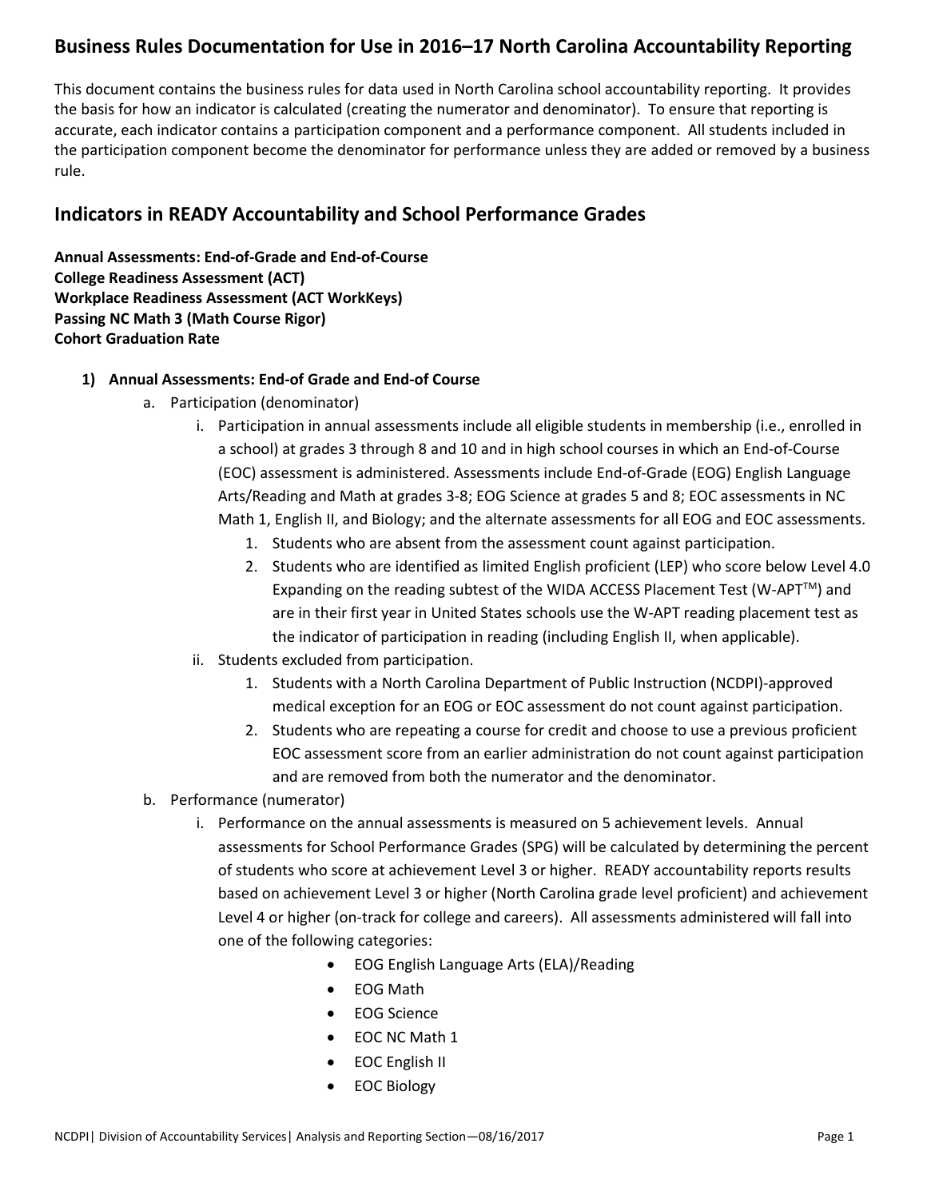# Business Rules Documentation for Use in 2016–17 North Carolina Accountability Reporting

This document contains the business rules for data used in North Carolina school accountability reporting. It provides the basis for how an indicator is calculated (creating the numerator and denominator). To ensure that reporting is accurate, each indicator contains a participation component and a performance component. All students included in the participation component become the denominator for performance unless they are added or removed by a business rule.

## Indicators in READY Accountability and School Performance Grades

**Annual Assessments: End-of-Grade and End-of-Course**
**College Readiness Assessment (ACT)**
**Workplace Readiness Assessment (ACT WorkKeys)**
**Passing NC Math 3 (Math Course Rigor)**
**Cohort Graduation Rate**

1) **Annual Assessments: End-of Grade and End-of Course**
   a. Participation (denominator)
      i. Participation in annual assessments include all eligible students in membership (i.e., enrolled in a school) at grades 3 through 8 and 10 and in high school courses in which an End-of-Course (EOC) assessment is administered. Assessments include End-of-Grade (EOG) English Language Arts/Reading and Math at grades 3-8; EOG Science at grades 5 and 8; EOC assessments in NC Math 1, English II, and Biology; and the alternate assessments for all EOG and EOC assessments.
         1. Students who are absent from the assessment count against participation.
         2. Students who are identified as limited English proficient (LEP) who score below Level 4.0 Expanding on the reading subtest of the WIDA ACCESS Placement Test (W-APT™) and are in their first year in United States schools use the W-APT reading placement test as the indicator of participation in reading (including English II, when applicable).
      ii. Students excluded from participation.
         1. Students with a North Carolina Department of Public Instruction (NCDPI)-approved medical exception for an EOG or EOC assessment do not count against participation.
         2. Students who are repeating a course for credit and choose to use a previous proficient EOC assessment score from an earlier administration do not count against participation and are removed from both the numerator and the denominator.
   b. Performance (numerator)
      i. Performance on the annual assessments is measured on 5 achievement levels. Annual assessments for School Performance Grades (SPG) will be calculated by determining the percent of students who score at achievement Level 3 or higher. READY accountability reports results based on achievement Level 3 or higher (North Carolina grade level proficient) and achievement Level 4 or higher (on-track for college and careers). All assessments administered will fall into one of the following categories:
         - EOG English Language Arts (ELA)/Reading
         - EOG Math
         - EOG Science
         - EOC NC Math 1
         - EOC English II
         - EOC Biology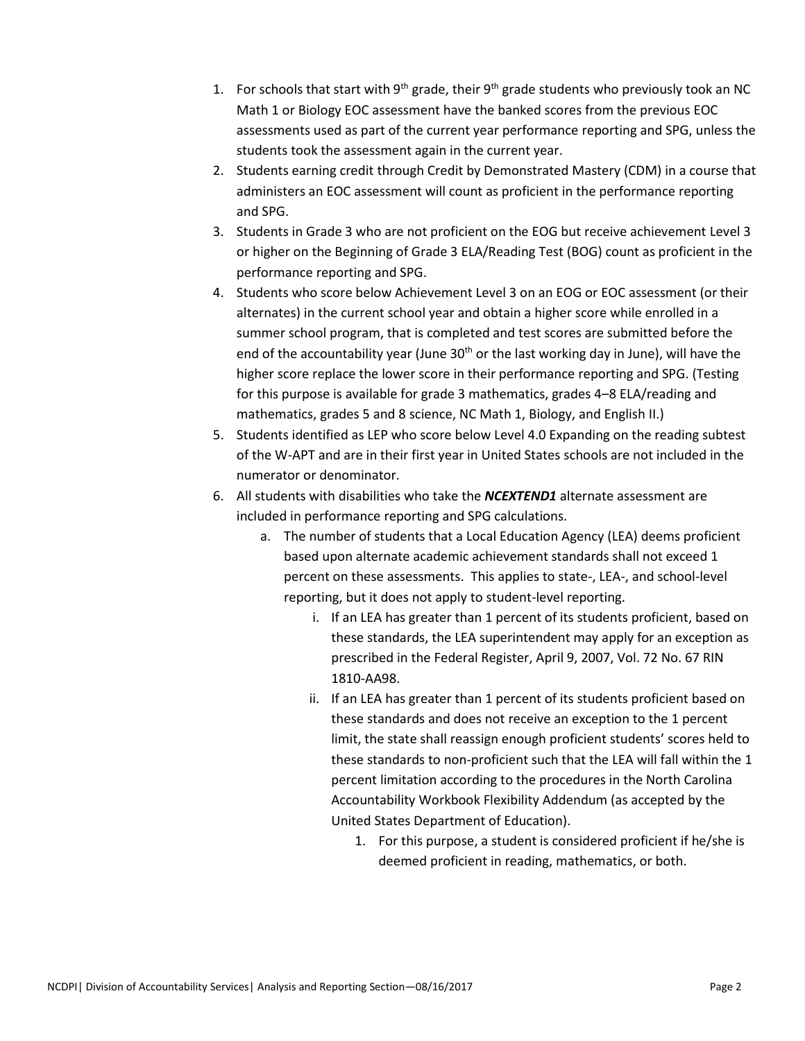1. For schools that start with 9th grade, their 9th grade students who previously took an NC Math 1 or Biology EOC assessment have the banked scores from the previous EOC assessments used as part of the current year performance reporting and SPG, unless the students took the assessment again in the current year.
2. Students earning credit through Credit by Demonstrated Mastery (CDM) in a course that administers an EOC assessment will count as proficient in the performance reporting and SPG.
3. Students in Grade 3 who are not proficient on the EOG but receive achievement Level 3 or higher on the Beginning of Grade 3 ELA/Reading Test (BOG) count as proficient in the performance reporting and SPG.
4. Students who score below Achievement Level 3 on an EOG or EOC assessment (or their alternates) in the current school year and obtain a higher score while enrolled in a summer school program, that is completed and test scores are submitted before the end of the accountability year (June 30th or the last working day in June), will have the higher score replace the lower score in their performance reporting and SPG. (Testing for this purpose is available for grade 3 mathematics, grades 4–8 ELA/reading and mathematics, grades 5 and 8 science, NC Math 1, Biology, and English II.)
5. Students identified as LEP who score below Level 4.0 Expanding on the reading subtest of the W-APT and are in their first year in United States schools are not included in the numerator or denominator.
6. All students with disabilities who take the ***NCEXTEND1*** alternate assessment are included in performance reporting and SPG calculations.
    a. The number of students that a Local Education Agency (LEA) deems proficient based upon alternate academic achievement standards shall not exceed 1 percent on these assessments. This applies to state-, LEA-, and school-level reporting, but it does not apply to student-level reporting.
        i. If an LEA has greater than 1 percent of its students proficient, based on these standards, the LEA superintendent may apply for an exception as prescribed in the Federal Register, April 9, 2007, Vol. 72 No. 67 RIN 1810-AA98.
        ii. If an LEA has greater than 1 percent of its students proficient based on these standards and does not receive an exception to the 1 percent limit, the state shall reassign enough proficient students' scores held to these standards to non-proficient such that the LEA will fall within the 1 percent limitation according to the procedures in the North Carolina Accountability Workbook Flexibility Addendum (as accepted by the United States Department of Education).
            1. For this purpose, a student is considered proficient if he/she is deemed proficient in reading, mathematics, or both.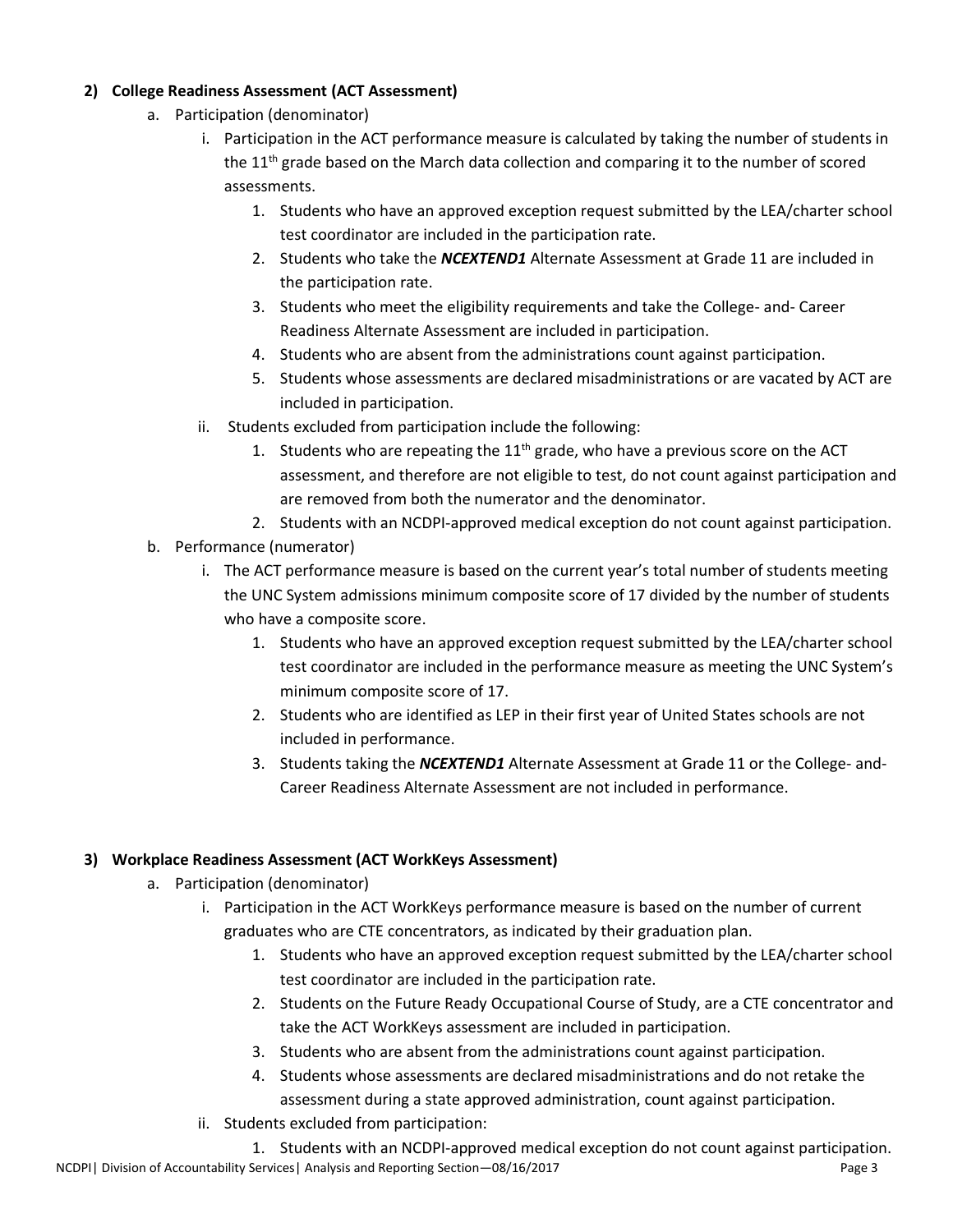**2) College Readiness Assessment (ACT Assessment)**

a. Participation (denominator)

   i. Participation in the ACT performance measure is calculated by taking the number of students in the 11th grade based on the March data collection and comparing it to the number of scored assessments.

      1. Students who have an approved exception request submitted by the LEA/charter school test coordinator are included in the participation rate.
      2. Students who take the ***NCEXTEND1*** Alternate Assessment at Grade 11 are included in the participation rate.
      3. Students who meet the eligibility requirements and take the College- and- Career Readiness Alternate Assessment are included in participation.
      4. Students who are absent from the administrations count against participation.
      5. Students whose assessments are declared misadministrations or are vacated by ACT are included in participation.

   ii. Students excluded from participation include the following:

      1. Students who are repeating the 11th grade, who have a previous score on the ACT assessment, and therefore are not eligible to test, do not count against participation and are removed from both the numerator and the denominator.
      2. Students with an NCDPI-approved medical exception do not count against participation.

b. Performance (numerator)

   i. The ACT performance measure is based on the current year's total number of students meeting the UNC System admissions minimum composite score of 17 divided by the number of students who have a composite score.

      1. Students who have an approved exception request submitted by the LEA/charter school test coordinator are included in the performance measure as meeting the UNC System's minimum composite score of 17.
      2. Students who are identified as LEP in their first year of United States schools are not included in performance.
      3. Students taking the ***NCEXTEND1*** Alternate Assessment at Grade 11 or the College- and-Career Readiness Alternate Assessment are not included in performance.

**3) Workplace Readiness Assessment (ACT WorkKeys Assessment)**

a. Participation (denominator)

   i. Participation in the ACT WorkKeys performance measure is based on the number of current graduates who are CTE concentrators, as indicated by their graduation plan.

      1. Students who have an approved exception request submitted by the LEA/charter school test coordinator are included in the participation rate.
      2. Students on the Future Ready Occupational Course of Study, are a CTE concentrator and take the ACT WorkKeys assessment are included in participation.
      3. Students who are absent from the administrations count against participation.
      4. Students whose assessments are declared misadministrations and do not retake the assessment during a state approved administration, count against participation.

   ii. Students excluded from participation:

      1. Students with an NCDPI-approved medical exception do not count against participation.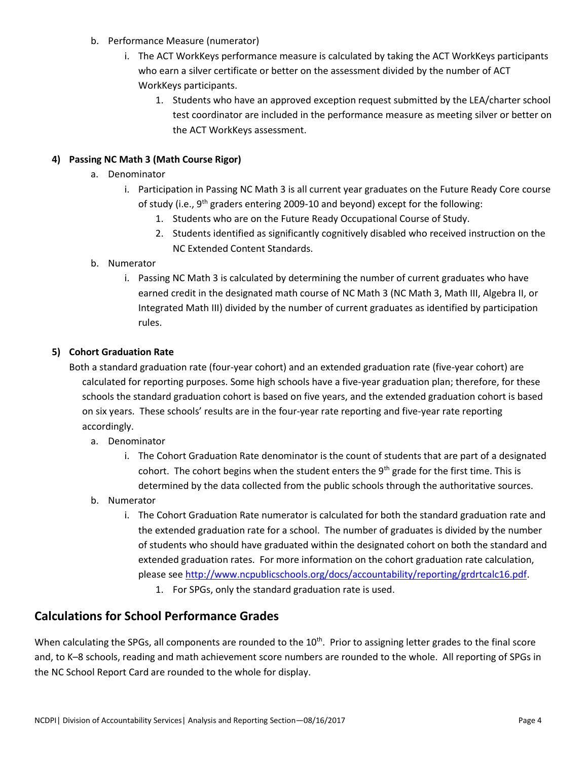b. Performance Measure (numerator)

   i. The ACT WorkKeys performance measure is calculated by taking the ACT WorkKeys participants who earn a silver certificate or better on the assessment divided by the number of ACT WorkKeys participants.

      1. Students who have an approved exception request submitted by the LEA/charter school test coordinator are included in the performance measure as meeting silver or better on the ACT WorkKeys assessment.

**4) Passing NC Math 3 (Math Course Rigor)**

a. Denominator

   i. Participation in Passing NC Math 3 is all current year graduates on the Future Ready Core course of study (i.e., 9th graders entering 2009-10 and beyond) except for the following:

      1. Students who are on the Future Ready Occupational Course of Study.
      2. Students identified as significantly cognitively disabled who received instruction on the NC Extended Content Standards.

b. Numerator

   i. Passing NC Math 3 is calculated by determining the number of current graduates who have earned credit in the designated math course of NC Math 3 (NC Math 3, Math III, Algebra II, or Integrated Math III) divided by the number of current graduates as identified by participation rules.

**5) Cohort Graduation Rate**

Both a standard graduation rate (four-year cohort) and an extended graduation rate (five-year cohort) are calculated for reporting purposes. Some high schools have a five-year graduation plan; therefore, for these schools the standard graduation cohort is based on five years, and the extended graduation cohort is based on six years. These schools' results are in the four-year rate reporting and five-year rate reporting accordingly.

a. Denominator

   i. The Cohort Graduation Rate denominator is the count of students that are part of a designated cohort. The cohort begins when the student enters the 9th grade for the first time. This is determined by the data collected from the public schools through the authoritative sources.

b. Numerator

   i. The Cohort Graduation Rate numerator is calculated for both the standard graduation rate and the extended graduation rate for a school. The number of graduates is divided by the number of students who should have graduated within the designated cohort on both the standard and extended graduation rates. For more information on the cohort graduation rate calculation, please see http://www.ncpublicschools.org/docs/accountability/reporting/grdrtcalc16.pdf.

      1. For SPGs, only the standard graduation rate is used.

## Calculations for School Performance Grades

When calculating the SPGs, all components are rounded to the 10th. Prior to assigning letter grades to the final score and, to K–8 schools, reading and math achievement score numbers are rounded to the whole. All reporting of SPGs in the NC School Report Card are rounded to the whole for display.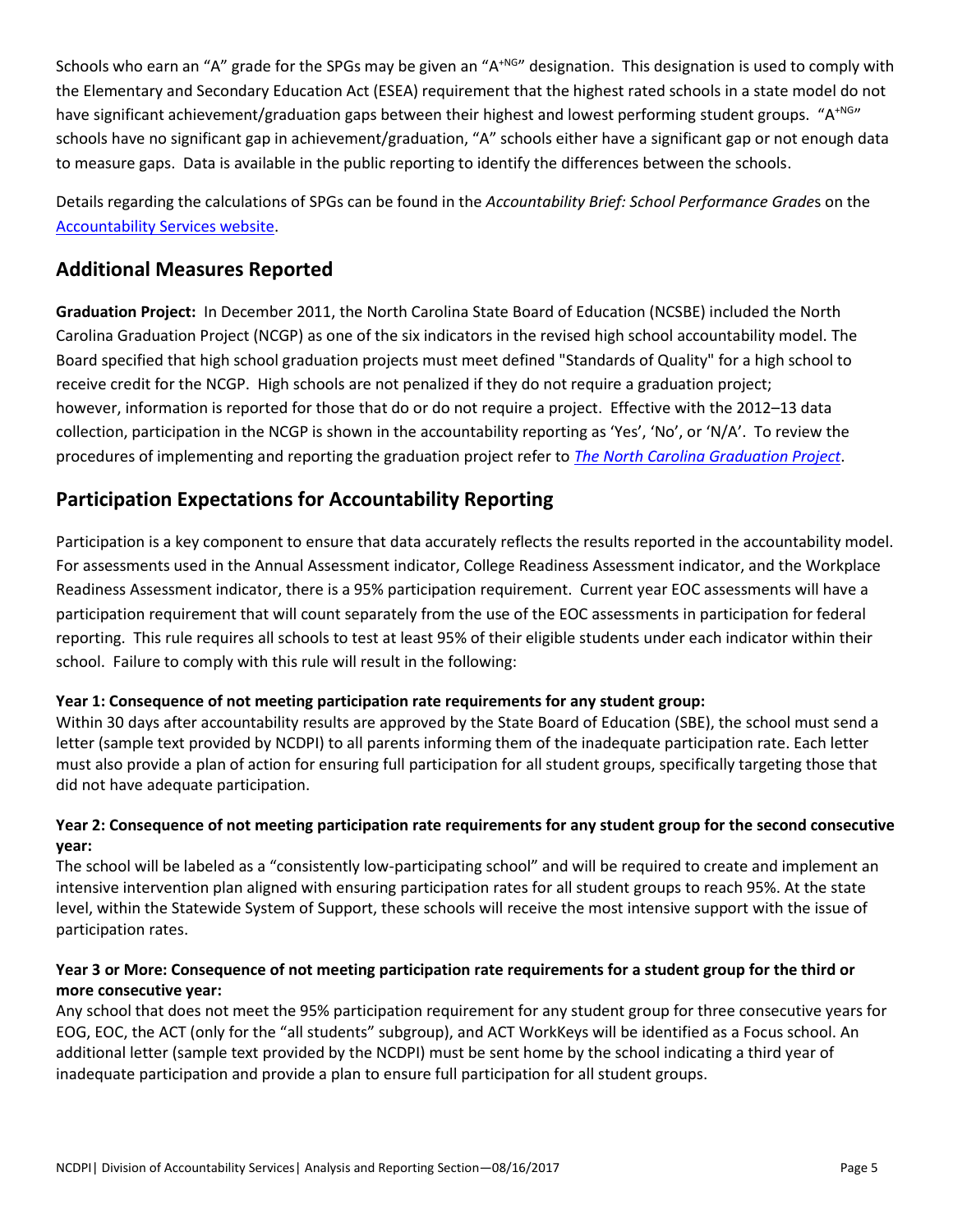Schools who earn an "A" grade for the SPGs may be given an "A+NG" designation. This designation is used to comply with the Elementary and Secondary Education Act (ESEA) requirement that the highest rated schools in a state model do not have significant achievement/graduation gaps between their highest and lowest performing student groups. "A+NG" schools have no significant gap in achievement/graduation, "A" schools either have a significant gap or not enough data to measure gaps. Data is available in the public reporting to identify the differences between the schools.

Details regarding the calculations of SPGs can be found in the *Accountability Brief: School Performance Grade*s on the Accountability Services website.

## Additional Measures Reported

**Graduation Project:** In December 2011, the North Carolina State Board of Education (NCSBE) included the North Carolina Graduation Project (NCGP) as one of the six indicators in the revised high school accountability model. The Board specified that high school graduation projects must meet defined "Standards of Quality" for a high school to receive credit for the NCGP. High schools are not penalized if they do not require a graduation project; however, information is reported for those that do or do not require a project. Effective with the 2012–13 data collection, participation in the NCGP is shown in the accountability reporting as 'Yes', 'No', or 'N/A'. To review the procedures of implementing and reporting the graduation project refer to *The North Carolina Graduation Project*.

## Participation Expectations for Accountability Reporting

Participation is a key component to ensure that data accurately reflects the results reported in the accountability model. For assessments used in the Annual Assessment indicator, College Readiness Assessment indicator, and the Workplace Readiness Assessment indicator, there is a 95% participation requirement. Current year EOC assessments will have a participation requirement that will count separately from the use of the EOC assessments in participation for federal reporting. This rule requires all schools to test at least 95% of their eligible students under each indicator within their school. Failure to comply with this rule will result in the following:

**Year 1: Consequence of not meeting participation rate requirements for any student group:**
Within 30 days after accountability results are approved by the State Board of Education (SBE), the school must send a letter (sample text provided by NCDPI) to all parents informing them of the inadequate participation rate. Each letter must also provide a plan of action for ensuring full participation for all student groups, specifically targeting those that did not have adequate participation.

**Year 2: Consequence of not meeting participation rate requirements for any student group for the second consecutive year:**
The school will be labeled as a "consistently low-participating school" and will be required to create and implement an intensive intervention plan aligned with ensuring participation rates for all student groups to reach 95%. At the state level, within the Statewide System of Support, these schools will receive the most intensive support with the issue of participation rates.

**Year 3 or More: Consequence of not meeting participation rate requirements for a student group for the third or more consecutive year:**
Any school that does not meet the 95% participation requirement for any student group for three consecutive years for EOG, EOC, the ACT (only for the "all students" subgroup), and ACT WorkKeys will be identified as a Focus school. An additional letter (sample text provided by the NCDPI) must be sent home by the school indicating a third year of inadequate participation and provide a plan to ensure full participation for all student groups.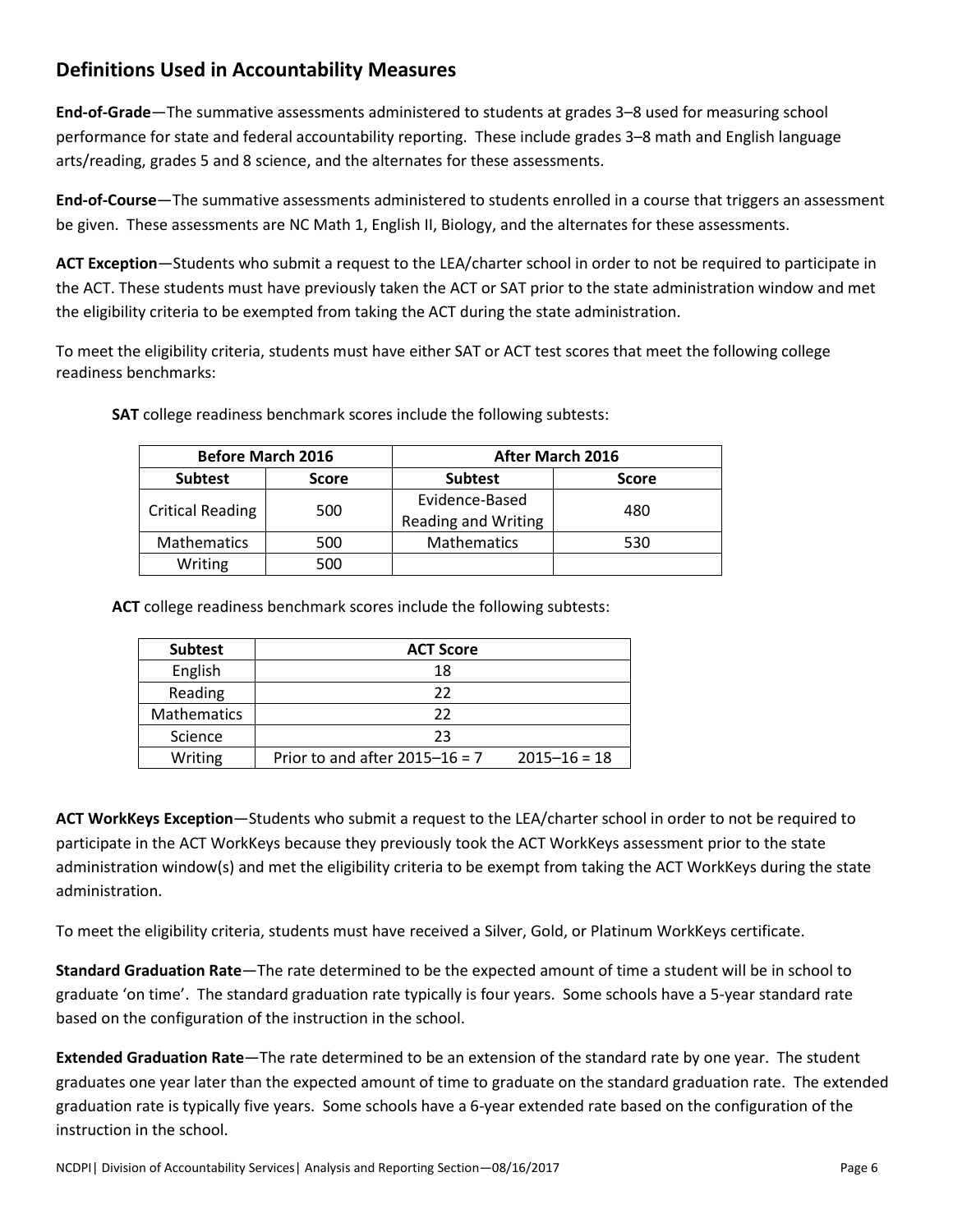## Definitions Used in Accountability Measures

**End-of-Grade**—The summative assessments administered to students at grades 3–8 used for measuring school performance for state and federal accountability reporting. These include grades 3–8 math and English language arts/reading, grades 5 and 8 science, and the alternates for these assessments.

**End-of-Course**—The summative assessments administered to students enrolled in a course that triggers an assessment be given. These assessments are NC Math 1, English II, Biology, and the alternates for these assessments.

**ACT Exception**—Students who submit a request to the LEA/charter school in order to not be required to participate in the ACT. These students must have previously taken the ACT or SAT prior to the state administration window and met the eligibility criteria to be exempted from taking the ACT during the state administration.

To meet the eligibility criteria, students must have either SAT or ACT test scores that meet the following college readiness benchmarks:

**SAT** college readiness benchmark scores include the following subtests:

| Before March 2016 | | After March 2016 | |
|---|---|---|---|
| **Subtest** | **Score** | **Subtest** | **Score** |
| Critical Reading | 500 | Evidence-Based Reading and Writing | 480 |
| Mathematics | 500 | Mathematics | 530 |
| Writing | 500 | | |

**ACT** college readiness benchmark scores include the following subtests:

| Subtest | ACT Score |
|---|---|
| English | 18 |
| Reading | 22 |
| Mathematics | 22 |
| Science | 23 |
| Writing | Prior to and after 2015–16 = 7     2015–16 = 18 |

**ACT WorkKeys Exception**—Students who submit a request to the LEA/charter school in order to not be required to participate in the ACT WorkKeys because they previously took the ACT WorkKeys assessment prior to the state administration window(s) and met the eligibility criteria to be exempt from taking the ACT WorkKeys during the state administration.

To meet the eligibility criteria, students must have received a Silver, Gold, or Platinum WorkKeys certificate.

**Standard Graduation Rate**—The rate determined to be the expected amount of time a student will be in school to graduate 'on time'. The standard graduation rate typically is four years. Some schools have a 5-year standard rate based on the configuration of the instruction in the school.

**Extended Graduation Rate**—The rate determined to be an extension of the standard rate by one year. The student graduates one year later than the expected amount of time to graduate on the standard graduation rate. The extended graduation rate is typically five years. Some schools have a 6-year extended rate based on the configuration of the instruction in the school.